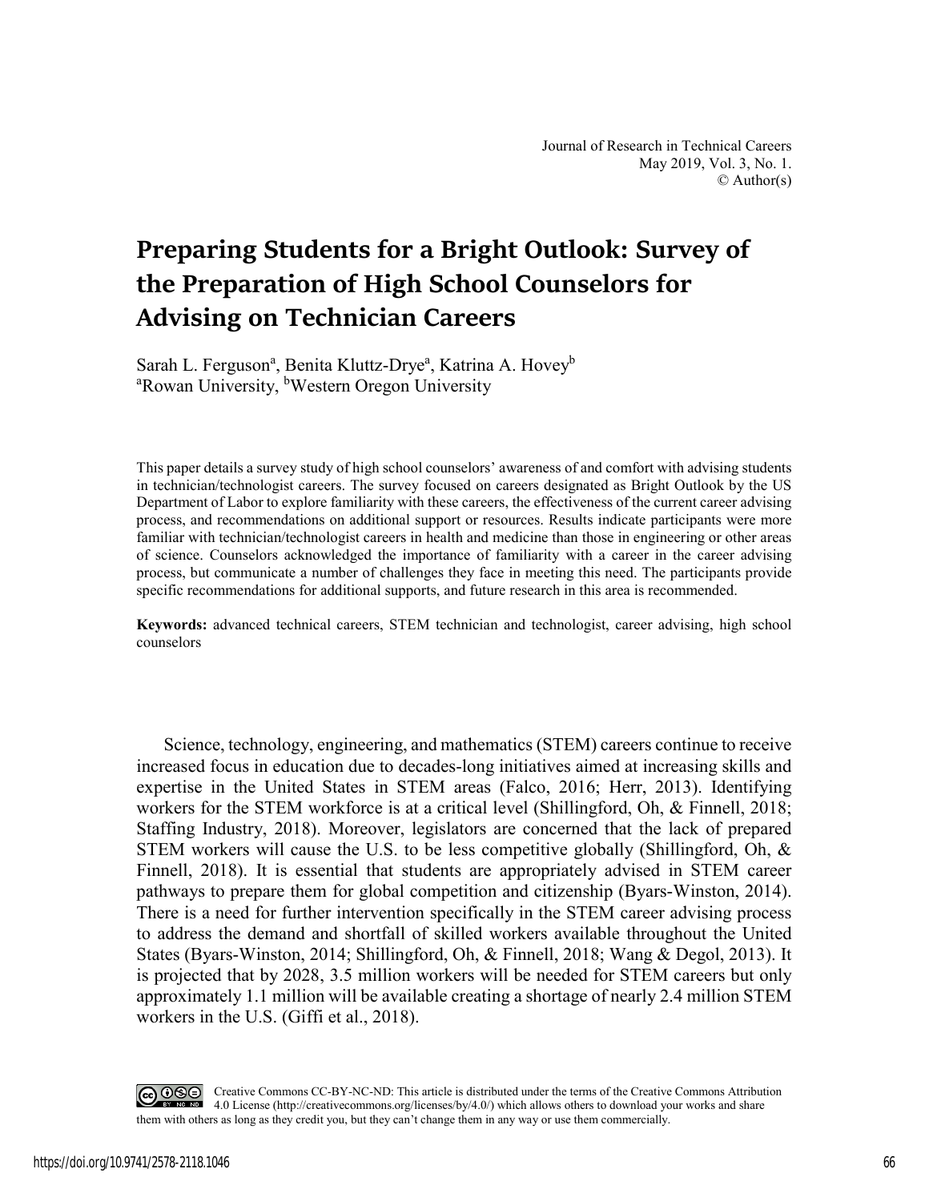# Preparing Students for a Bright Outlook: Survey of the Preparation of High School Counselors for Advising on Technician Careers

Sarah L. Ferguson[a], Benita Kluttz-Drye[a], Katrina A. Hovey[b]
[a]Rowan University, [b]Western Oregon University

This paper details a survey study of high school counselors' awareness of and comfort with advising students in technician/technologist careers. The survey focused on careers designated as Bright Outlook by the US Department of Labor to explore familiarity with these careers, the effectiveness of the current career advising process, and recommendations on additional support or resources. Results indicate participants were more familiar with technician/technologist careers in health and medicine than those in engineering or other areas of science. Counselors acknowledged the importance of familiarity with a career in the career advising process, but communicate a number of challenges they face in meeting this need. The participants provide specific recommendations for additional supports, and future research in this area is recommended.

**Keywords:** advanced technical careers, STEM technician and technologist, career advising, high school counselors

Science, technology, engineering, and mathematics (STEM) careers continue to receive increased focus in education due to decades-long initiatives aimed at increasing skills and expertise in the United States in STEM areas (Falco, 2016; Herr, 2013). Identifying workers for the STEM workforce is at a critical level (Shillingford, Oh, & Finnell, 2018; Staffing Industry, 2018). Moreover, legislators are concerned that the lack of prepared STEM workers will cause the U.S. to be less competitive globally (Shillingford, Oh, & Finnell, 2018). It is essential that students are appropriately advised in STEM career pathways to prepare them for global competition and citizenship (Byars-Winston, 2014). There is a need for further intervention specifically in the STEM career advising process to address the demand and shortfall of skilled workers available throughout the United States (Byars-Winston, 2014; Shillingford, Oh, & Finnell, 2018; Wang & Degol, 2013). It is projected that by 2028, 3.5 million workers will be needed for STEM careers but only approximately 1.1 million will be available creating a shortage of nearly 2.4 million STEM workers in the U.S. (Giffi et al., 2018).

Creative Commons CC-BY-NC-ND: This article is distributed under the terms of the Creative Commons Attribution 4.0 License (http://creativecommons.org/licenses/by/4.0/) which allows others to download your works and share them with others as long as they credit you, but they can't change them in any way or use them commercially.

https://doi.org/10.9741/2578-2118.1046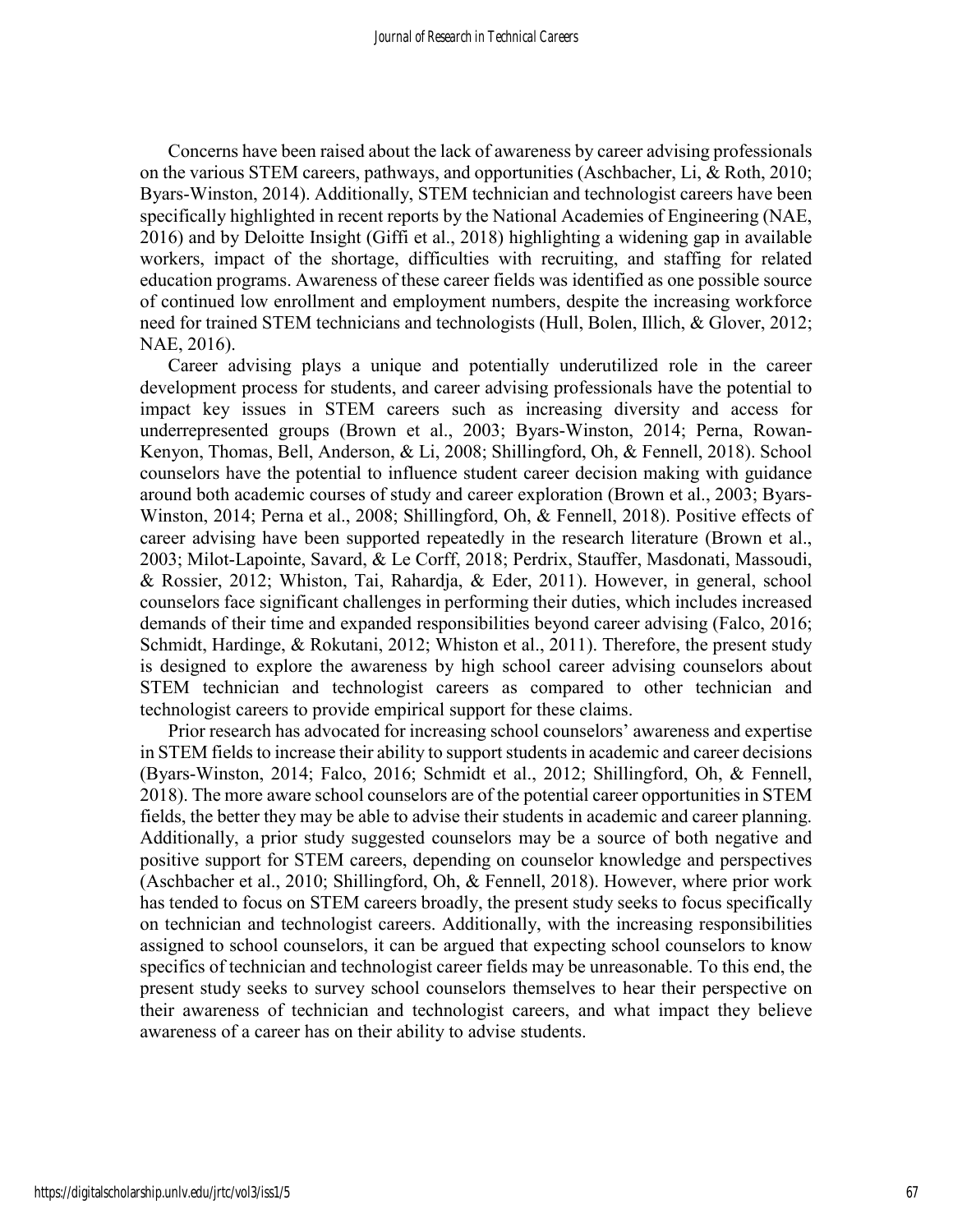Concerns have been raised about the lack of awareness by career advising professionals on the various STEM careers, pathways, and opportunities (Aschbacher, Li, & Roth, 2010; Byars-Winston, 2014). Additionally, STEM technician and technologist careers have been specifically highlighted in recent reports by the National Academies of Engineering (NAE, 2016) and by Deloitte Insight (Giffi et al., 2018) highlighting a widening gap in available workers, impact of the shortage, difficulties with recruiting, and staffing for related education programs. Awareness of these career fields was identified as one possible source of continued low enrollment and employment numbers, despite the increasing workforce need for trained STEM technicians and technologists (Hull, Bolen, Illich, & Glover, 2012; NAE, 2016).

Career advising plays a unique and potentially underutilized role in the career development process for students, and career advising professionals have the potential to impact key issues in STEM careers such as increasing diversity and access for underrepresented groups (Brown et al., 2003; Byars-Winston, 2014; Perna, Rowan-Kenyon, Thomas, Bell, Anderson, & Li, 2008; Shillingford, Oh, & Fennell, 2018). School counselors have the potential to influence student career decision making with guidance around both academic courses of study and career exploration (Brown et al., 2003; Byars-Winston, 2014; Perna et al., 2008; Shillingford, Oh, & Fennell, 2018). Positive effects of career advising have been supported repeatedly in the research literature (Brown et al., 2003; Milot-Lapointe, Savard, & Le Corff, 2018; Perdrix, Stauffer, Masdonati, Massoudi, & Rossier, 2012; Whiston, Tai, Rahardja, & Eder, 2011). However, in general, school counselors face significant challenges in performing their duties, which includes increased demands of their time and expanded responsibilities beyond career advising (Falco, 2016; Schmidt, Hardinge, & Rokutani, 2012; Whiston et al., 2011). Therefore, the present study is designed to explore the awareness by high school career advising counselors about STEM technician and technologist careers as compared to other technician and technologist careers to provide empirical support for these claims.

Prior research has advocated for increasing school counselors' awareness and expertise in STEM fields to increase their ability to support students in academic and career decisions (Byars-Winston, 2014; Falco, 2016; Schmidt et al., 2012; Shillingford, Oh, & Fennell, 2018). The more aware school counselors are of the potential career opportunities in STEM fields, the better they may be able to advise their students in academic and career planning. Additionally, a prior study suggested counselors may be a source of both negative and positive support for STEM careers, depending on counselor knowledge and perspectives (Aschbacher et al., 2010; Shillingford, Oh, & Fennell, 2018). However, where prior work has tended to focus on STEM careers broadly, the present study seeks to focus specifically on technician and technologist careers. Additionally, with the increasing responsibilities assigned to school counselors, it can be argued that expecting school counselors to know specifics of technician and technologist career fields may be unreasonable. To this end, the present study seeks to survey school counselors themselves to hear their perspective on their awareness of technician and technologist careers, and what impact they believe awareness of a career has on their ability to advise students.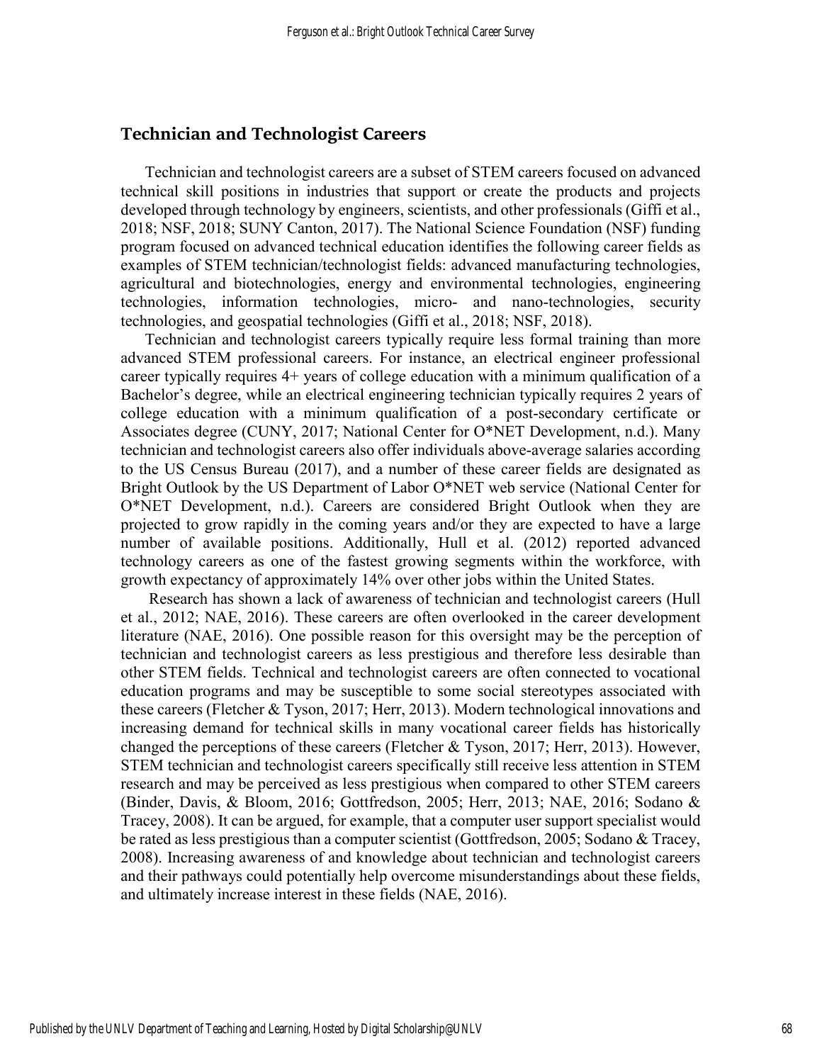## Technician and Technologist Careers

Technician and technologist careers are a subset of STEM careers focused on advanced technical skill positions in industries that support or create the products and projects developed through technology by engineers, scientists, and other professionals (Giffi et al., 2018; NSF, 2018; SUNY Canton, 2017). The National Science Foundation (NSF) funding program focused on advanced technical education identifies the following career fields as examples of STEM technician/technologist fields: advanced manufacturing technologies, agricultural and biotechnologies, energy and environmental technologies, engineering technologies, information technologies, micro- and nano-technologies, security technologies, and geospatial technologies (Giffi et al., 2018; NSF, 2018).

Technician and technologist careers typically require less formal training than more advanced STEM professional careers. For instance, an electrical engineer professional career typically requires 4+ years of college education with a minimum qualification of a Bachelor's degree, while an electrical engineering technician typically requires 2 years of college education with a minimum qualification of a post-secondary certificate or Associates degree (CUNY, 2017; National Center for O*NET Development, n.d.). Many technician and technologist careers also offer individuals above-average salaries according to the US Census Bureau (2017), and a number of these career fields are designated as Bright Outlook by the US Department of Labor O*NET web service (National Center for O*NET Development, n.d.). Careers are considered Bright Outlook when they are projected to grow rapidly in the coming years and/or they are expected to have a large number of available positions. Additionally, Hull et al. (2012) reported advanced technology careers as one of the fastest growing segments within the workforce, with growth expectancy of approximately 14% over other jobs within the United States.

Research has shown a lack of awareness of technician and technologist careers (Hull et al., 2012; NAE, 2016). These careers are often overlooked in the career development literature (NAE, 2016). One possible reason for this oversight may be the perception of technician and technologist careers as less prestigious and therefore less desirable than other STEM fields. Technical and technologist careers are often connected to vocational education programs and may be susceptible to some social stereotypes associated with these careers (Fletcher & Tyson, 2017; Herr, 2013). Modern technological innovations and increasing demand for technical skills in many vocational career fields has historically changed the perceptions of these careers (Fletcher & Tyson, 2017; Herr, 2013). However, STEM technician and technologist careers specifically still receive less attention in STEM research and may be perceived as less prestigious when compared to other STEM careers (Binder, Davis, & Bloom, 2016; Gottfredson, 2005; Herr, 2013; NAE, 2016; Sodano & Tracey, 2008). It can be argued, for example, that a computer user support specialist would be rated as less prestigious than a computer scientist (Gottfredson, 2005; Sodano & Tracey, 2008). Increasing awareness of and knowledge about technician and technologist careers and their pathways could potentially help overcome misunderstandings about these fields, and ultimately increase interest in these fields (NAE, 2016).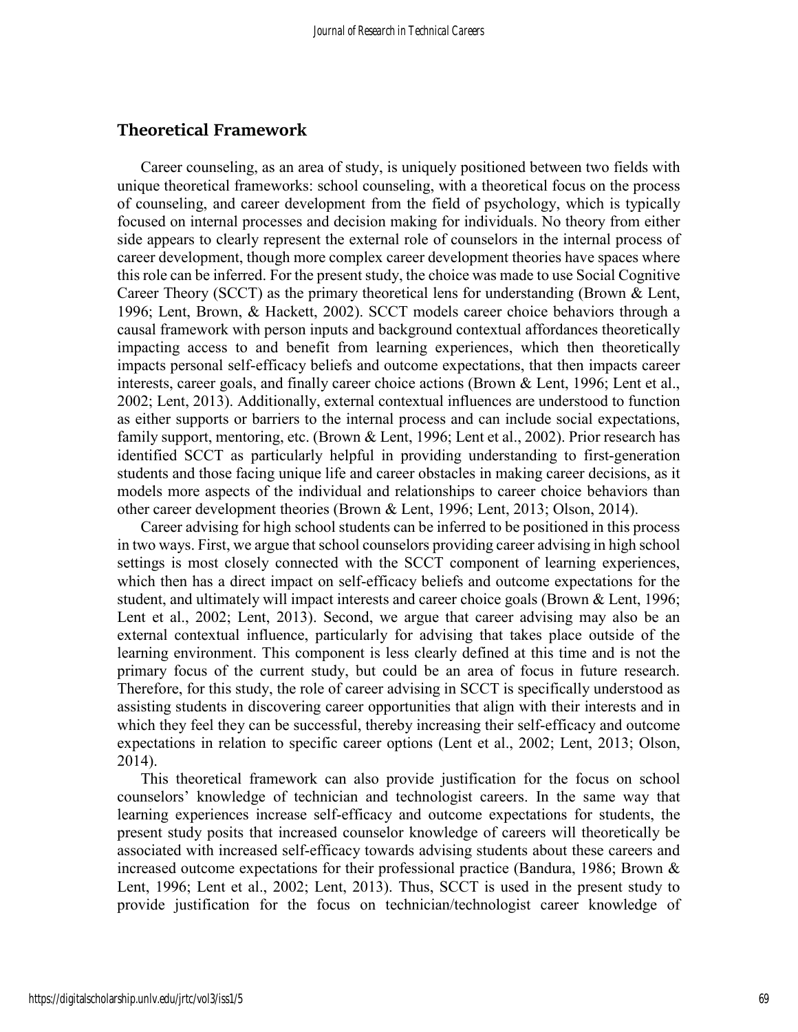## Theoretical Framework

Career counseling, as an area of study, is uniquely positioned between two fields with unique theoretical frameworks: school counseling, with a theoretical focus on the process of counseling, and career development from the field of psychology, which is typically focused on internal processes and decision making for individuals. No theory from either side appears to clearly represent the external role of counselors in the internal process of career development, though more complex career development theories have spaces where this role can be inferred. For the present study, the choice was made to use Social Cognitive Career Theory (SCCT) as the primary theoretical lens for understanding (Brown & Lent, 1996; Lent, Brown, & Hackett, 2002). SCCT models career choice behaviors through a causal framework with person inputs and background contextual affordances theoretically impacting access to and benefit from learning experiences, which then theoretically impacts personal self-efficacy beliefs and outcome expectations, that then impacts career interests, career goals, and finally career choice actions (Brown & Lent, 1996; Lent et al., 2002; Lent, 2013). Additionally, external contextual influences are understood to function as either supports or barriers to the internal process and can include social expectations, family support, mentoring, etc. (Brown & Lent, 1996; Lent et al., 2002). Prior research has identified SCCT as particularly helpful in providing understanding to first-generation students and those facing unique life and career obstacles in making career decisions, as it models more aspects of the individual and relationships to career choice behaviors than other career development theories (Brown & Lent, 1996; Lent, 2013; Olson, 2014).

Career advising for high school students can be inferred to be positioned in this process in two ways. First, we argue that school counselors providing career advising in high school settings is most closely connected with the SCCT component of learning experiences, which then has a direct impact on self-efficacy beliefs and outcome expectations for the student, and ultimately will impact interests and career choice goals (Brown & Lent, 1996; Lent et al., 2002; Lent, 2013). Second, we argue that career advising may also be an external contextual influence, particularly for advising that takes place outside of the learning environment. This component is less clearly defined at this time and is not the primary focus of the current study, but could be an area of focus in future research. Therefore, for this study, the role of career advising in SCCT is specifically understood as assisting students in discovering career opportunities that align with their interests and in which they feel they can be successful, thereby increasing their self-efficacy and outcome expectations in relation to specific career options (Lent et al., 2002; Lent, 2013; Olson, 2014).

This theoretical framework can also provide justification for the focus on school counselors' knowledge of technician and technologist careers. In the same way that learning experiences increase self-efficacy and outcome expectations for students, the present study posits that increased counselor knowledge of careers will theoretically be associated with increased self-efficacy towards advising students about these careers and increased outcome expectations for their professional practice (Bandura, 1986; Brown & Lent, 1996; Lent et al., 2002; Lent, 2013). Thus, SCCT is used in the present study to provide justification for the focus on technician/technologist career knowledge of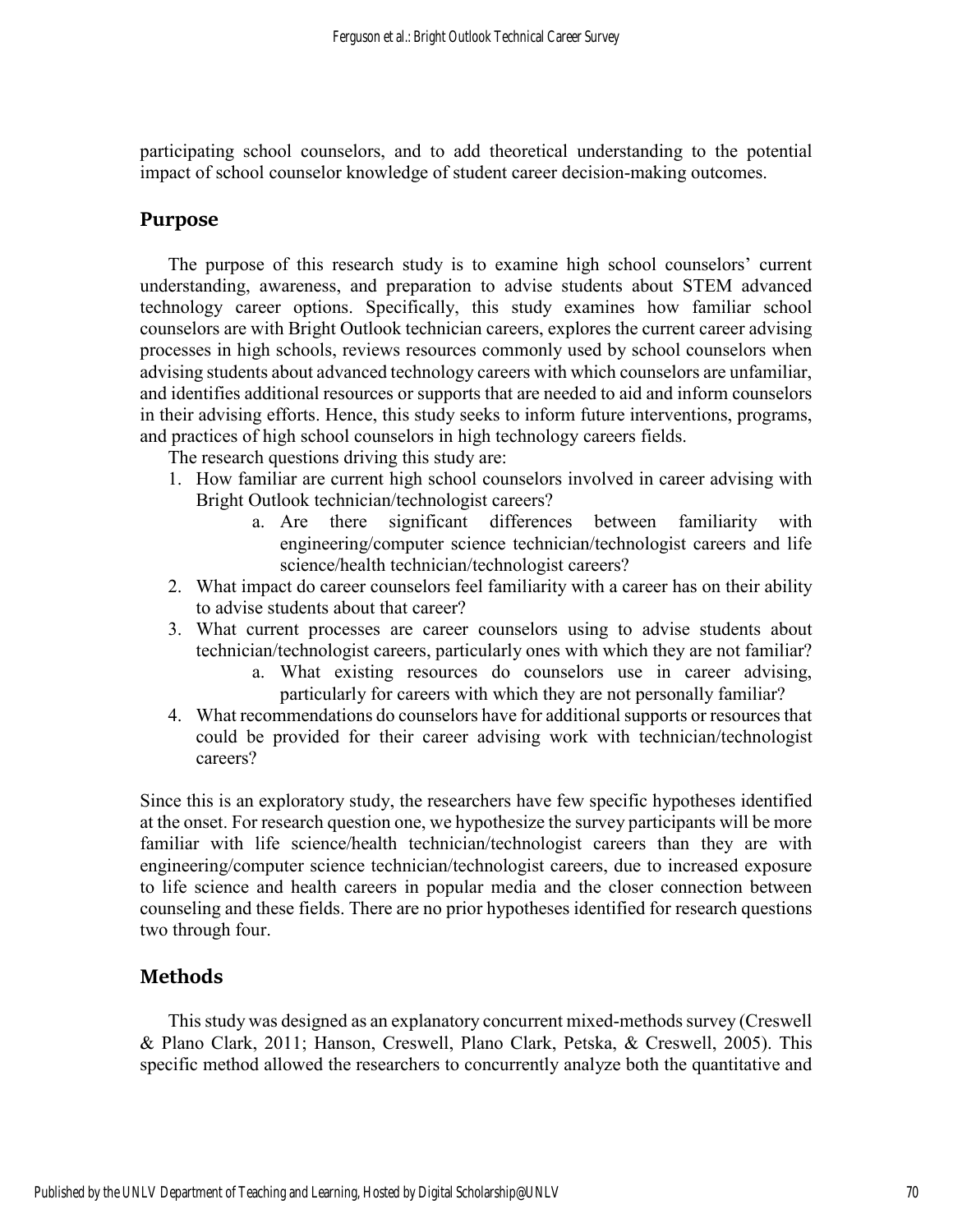participating school counselors, and to add theoretical understanding to the potential impact of school counselor knowledge of student career decision-making outcomes.

## Purpose

The purpose of this research study is to examine high school counselors' current understanding, awareness, and preparation to advise students about STEM advanced technology career options. Specifically, this study examines how familiar school counselors are with Bright Outlook technician careers, explores the current career advising processes in high schools, reviews resources commonly used by school counselors when advising students about advanced technology careers with which counselors are unfamiliar, and identifies additional resources or supports that are needed to aid and inform counselors in their advising efforts. Hence, this study seeks to inform future interventions, programs, and practices of high school counselors in high technology careers fields.

The research questions driving this study are:

1. How familiar are current high school counselors involved in career advising with Bright Outlook technician/technologist careers?
    a. Are there significant differences between familiarity with engineering/computer science technician/technologist careers and life science/health technician/technologist careers?
2. What impact do career counselors feel familiarity with a career has on their ability to advise students about that career?
3. What current processes are career counselors using to advise students about technician/technologist careers, particularly ones with which they are not familiar?
    a. What existing resources do counselors use in career advising, particularly for careers with which they are not personally familiar?
4. What recommendations do counselors have for additional supports or resources that could be provided for their career advising work with technician/technologist careers?

Since this is an exploratory study, the researchers have few specific hypotheses identified at the onset. For research question one, we hypothesize the survey participants will be more familiar with life science/health technician/technologist careers than they are with engineering/computer science technician/technologist careers, due to increased exposure to life science and health careers in popular media and the closer connection between counseling and these fields. There are no prior hypotheses identified for research questions two through four.

## Methods

This study was designed as an explanatory concurrent mixed-methods survey (Creswell & Plano Clark, 2011; Hanson, Creswell, Plano Clark, Petska, & Creswell, 2005). This specific method allowed the researchers to concurrently analyze both the quantitative and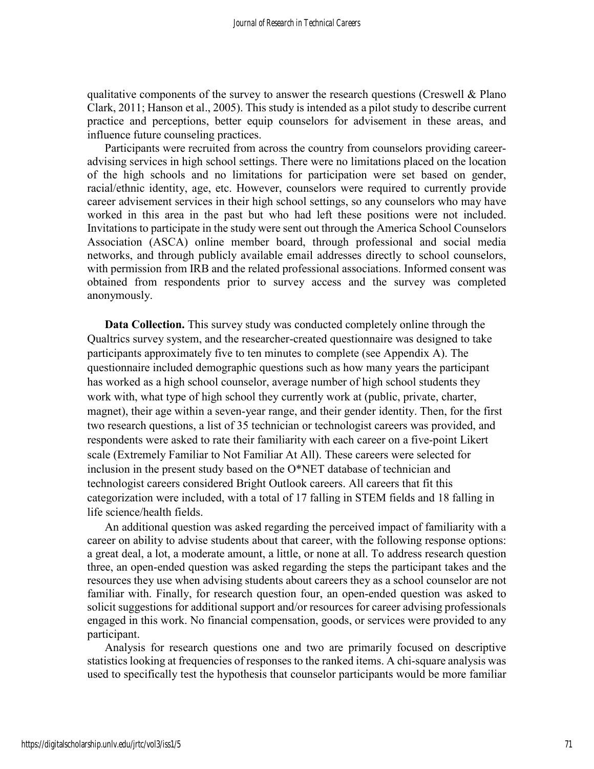qualitative components of the survey to answer the research questions (Creswell & Plano Clark, 2011; Hanson et al., 2005). This study is intended as a pilot study to describe current practice and perceptions, better equip counselors for advisement in these areas, and influence future counseling practices.

Participants were recruited from across the country from counselors providing career-advising services in high school settings. There were no limitations placed on the location of the high schools and no limitations for participation were set based on gender, racial/ethnic identity, age, etc. However, counselors were required to currently provide career advisement services in their high school settings, so any counselors who may have worked in this area in the past but who had left these positions were not included. Invitations to participate in the study were sent out through the America School Counselors Association (ASCA) online member board, through professional and social media networks, and through publicly available email addresses directly to school counselors, with permission from IRB and the related professional associations. Informed consent was obtained from respondents prior to survey access and the survey was completed anonymously.

**Data Collection.** This survey study was conducted completely online through the Qualtrics survey system, and the researcher-created questionnaire was designed to take participants approximately five to ten minutes to complete (see Appendix A). The questionnaire included demographic questions such as how many years the participant has worked as a high school counselor, average number of high school students they work with, what type of high school they currently work at (public, private, charter, magnet), their age within a seven-year range, and their gender identity. Then, for the first two research questions, a list of 35 technician or technologist careers was provided, and respondents were asked to rate their familiarity with each career on a five-point Likert scale (Extremely Familiar to Not Familiar At All). These careers were selected for inclusion in the present study based on the O*NET database of technician and technologist careers considered Bright Outlook careers. All careers that fit this categorization were included, with a total of 17 falling in STEM fields and 18 falling in life science/health fields.

An additional question was asked regarding the perceived impact of familiarity with a career on ability to advise students about that career, with the following response options: a great deal, a lot, a moderate amount, a little, or none at all. To address research question three, an open-ended question was asked regarding the steps the participant takes and the resources they use when advising students about careers they as a school counselor are not familiar with. Finally, for research question four, an open-ended question was asked to solicit suggestions for additional support and/or resources for career advising professionals engaged in this work. No financial compensation, goods, or services were provided to any participant.

Analysis for research questions one and two are primarily focused on descriptive statistics looking at frequencies of responses to the ranked items. A chi-square analysis was used to specifically test the hypothesis that counselor participants would be more familiar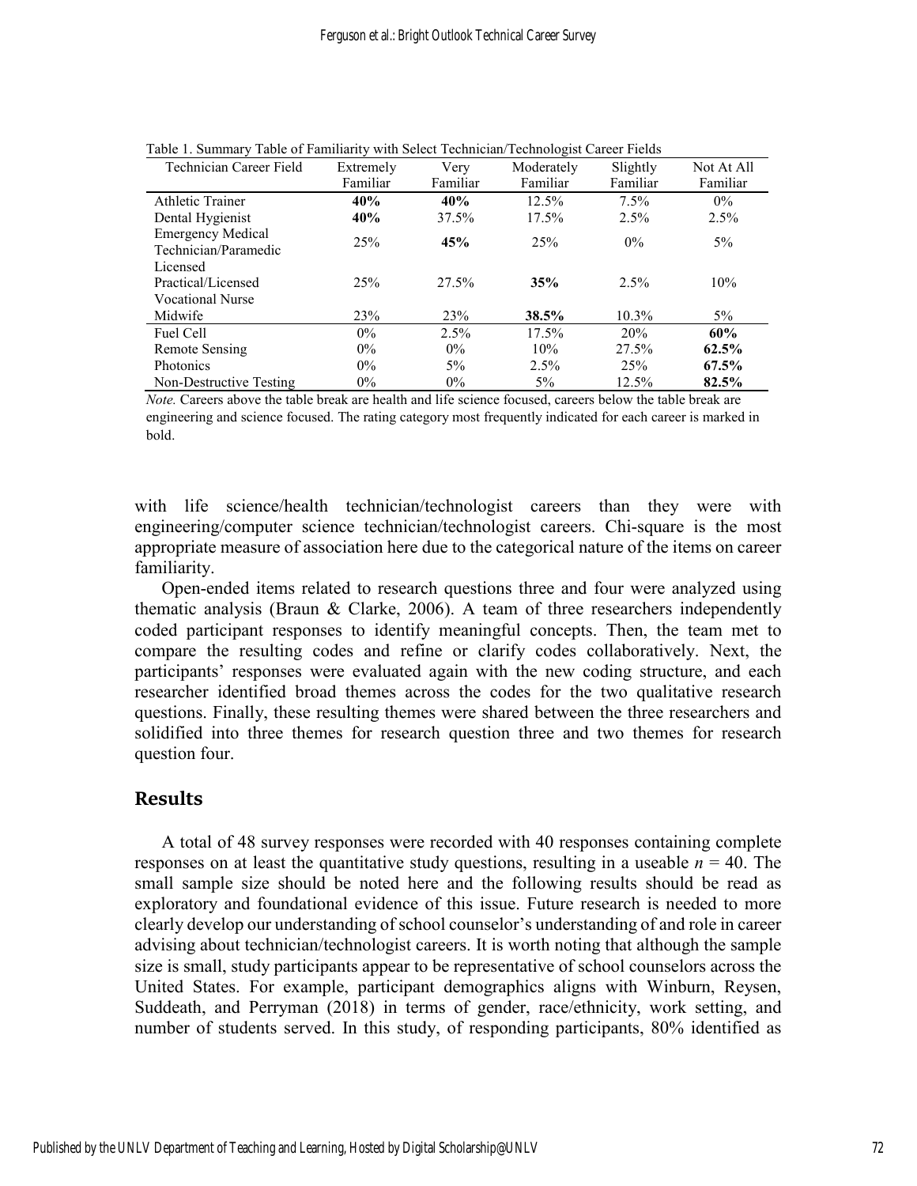Table 1. Summary Table of Familiarity with Select Technician/Technologist Career Fields

| Technician Career Field | Extremely Familiar | Very Familiar | Moderately Familiar | Slightly Familiar | Not At All Familiar |
|---|---|---|---|---|---|
| Athletic Trainer | **40%** | **40%** | 12.5% | 7.5% | 0% |
| Dental Hygienist | **40%** | 37.5% | 17.5% | 2.5% | 2.5% |
| Emergency Medical Technician/Paramedic | 25% | **45%** | 25% | 0% | 5% |
| Licensed Practical/Licensed Vocational Nurse | 25% | 27.5% | **35%** | 2.5% | 10% |
| Midwife | 23% | 23% | **38.5%** | 10.3% | 5% |
| Fuel Cell | 0% | 2.5% | 17.5% | 20% | **60%** |
| Remote Sensing | 0% | 0% | 10% | 27.5% | **62.5%** |
| Photonics | 0% | 5% | 2.5% | 25% | **67.5%** |
| Non-Destructive Testing | 0% | 0% | 5% | 12.5% | **82.5%** |

*Note.* Careers above the table break are health and life science focused, careers below the table break are engineering and science focused. The rating category most frequently indicated for each career is marked in bold.

with life science/health technician/technologist careers than they were with engineering/computer science technician/technologist careers. Chi-square is the most appropriate measure of association here due to the categorical nature of the items on career familiarity.

Open-ended items related to research questions three and four were analyzed using thematic analysis (Braun & Clarke, 2006). A team of three researchers independently coded participant responses to identify meaningful concepts. Then, the team met to compare the resulting codes and refine or clarify codes collaboratively. Next, the participants' responses were evaluated again with the new coding structure, and each researcher identified broad themes across the codes for the two qualitative research questions. Finally, these resulting themes were shared between the three researchers and solidified into three themes for research question three and two themes for research question four.

## Results

A total of 48 survey responses were recorded with 40 responses containing complete responses on at least the quantitative study questions, resulting in a useable $n = 40$. The small sample size should be noted here and the following results should be read as exploratory and foundational evidence of this issue. Future research is needed to more clearly develop our understanding of school counselor's understanding of and role in career advising about technician/technologist careers. It is worth noting that although the sample size is small, study participants appear to be representative of school counselors across the United States. For example, participant demographics aligns with Winburn, Reysen, Suddeath, and Perryman (2018) in terms of gender, race/ethnicity, work setting, and number of students served. In this study, of responding participants, 80% identified as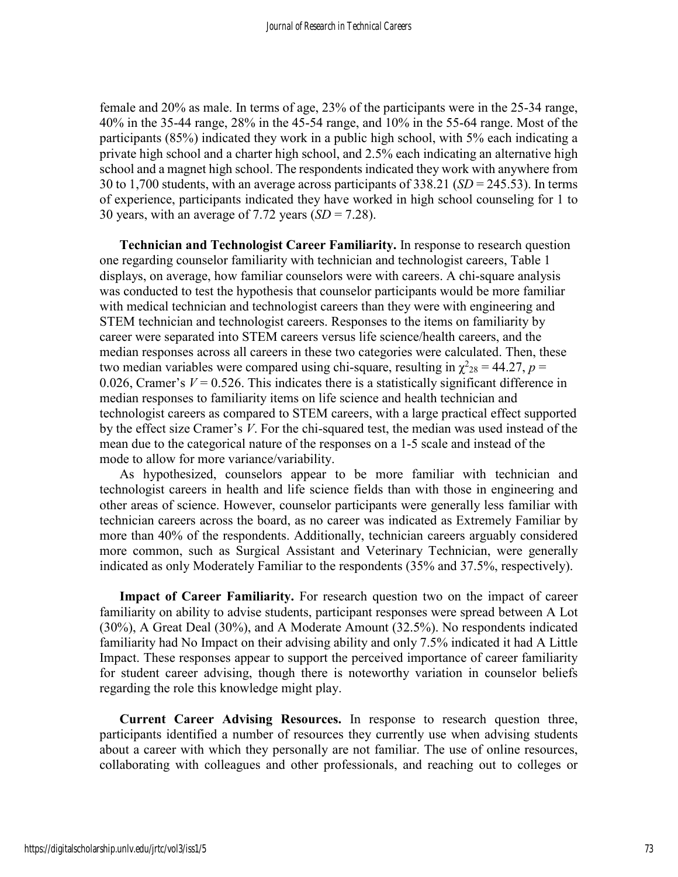female and 20% as male. In terms of age, 23% of the participants were in the 25-34 range, 40% in the 35-44 range, 28% in the 45-54 range, and 10% in the 55-64 range. Most of the participants (85%) indicated they work in a public high school, with 5% each indicating a private high school and a charter high school, and 2.5% each indicating an alternative high school and a magnet high school. The respondents indicated they work with anywhere from 30 to 1,700 students, with an average across participants of 338.21 (*SD* = 245.53). In terms of experience, participants indicated they have worked in high school counseling for 1 to 30 years, with an average of 7.72 years (*SD* = 7.28).

**Technician and Technologist Career Familiarity.** In response to research question one regarding counselor familiarity with technician and technologist careers, Table 1 displays, on average, how familiar counselors were with careers. A chi-square analysis was conducted to test the hypothesis that counselor participants would be more familiar with medical technician and technologist careers than they were with engineering and STEM technician and technologist careers. Responses to the items on familiarity by career were separated into STEM careers versus life science/health careers, and the median responses across all careers in these two categories were calculated. Then, these two median variables were compared using chi-square, resulting in $\chi^2_{28} = 44.27$, $p = 0.026$, Cramer's $V = 0.526$. This indicates there is a statistically significant difference in median responses to familiarity items on life science and health technician and technologist careers as compared to STEM careers, with a large practical effect supported by the effect size Cramer's $V$. For the chi-squared test, the median was used instead of the mean due to the categorical nature of the responses on a 1-5 scale and instead of the mode to allow for more variance/variability.

As hypothesized, counselors appear to be more familiar with technician and technologist careers in health and life science fields than with those in engineering and other areas of science. However, counselor participants were generally less familiar with technician careers across the board, as no career was indicated as Extremely Familiar by more than 40% of the respondents. Additionally, technician careers arguably considered more common, such as Surgical Assistant and Veterinary Technician, were generally indicated as only Moderately Familiar to the respondents (35% and 37.5%, respectively).

**Impact of Career Familiarity.** For research question two on the impact of career familiarity on ability to advise students, participant responses were spread between A Lot (30%), A Great Deal (30%), and A Moderate Amount (32.5%). No respondents indicated familiarity had No Impact on their advising ability and only 7.5% indicated it had A Little Impact. These responses appear to support the perceived importance of career familiarity for student career advising, though there is noteworthy variation in counselor beliefs regarding the role this knowledge might play.

**Current Career Advising Resources.** In response to research question three, participants identified a number of resources they currently use when advising students about a career with which they personally are not familiar. The use of online resources, collaborating with colleagues and other professionals, and reaching out to colleges or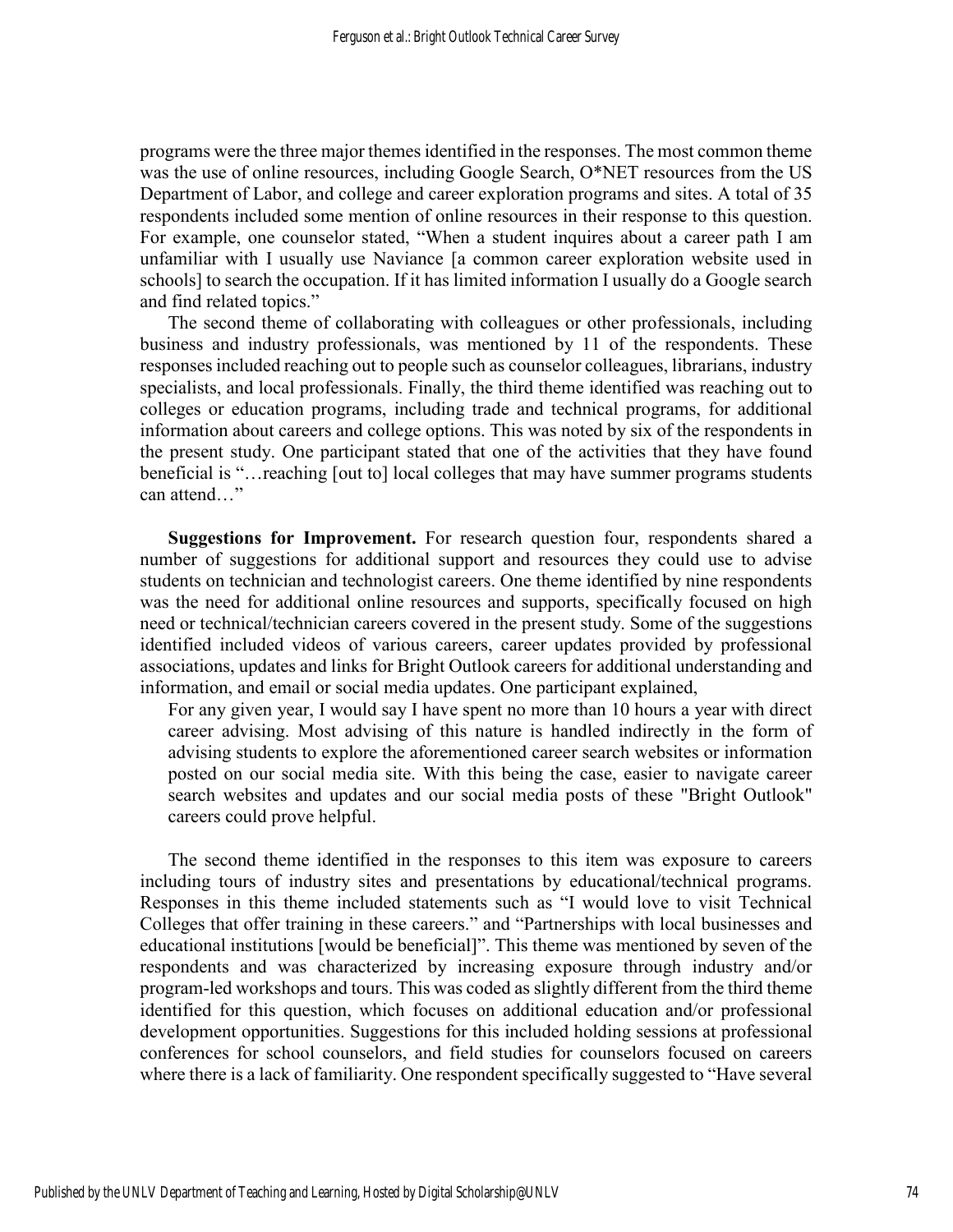programs were the three major themes identified in the responses. The most common theme was the use of online resources, including Google Search, O*NET resources from the US Department of Labor, and college and career exploration programs and sites. A total of 35 respondents included some mention of online resources in their response to this question. For example, one counselor stated, "When a student inquires about a career path I am unfamiliar with I usually use Naviance [a common career exploration website used in schools] to search the occupation. If it has limited information I usually do a Google search and find related topics."

The second theme of collaborating with colleagues or other professionals, including business and industry professionals, was mentioned by 11 of the respondents. These responses included reaching out to people such as counselor colleagues, librarians, industry specialists, and local professionals. Finally, the third theme identified was reaching out to colleges or education programs, including trade and technical programs, for additional information about careers and college options. This was noted by six of the respondents in the present study. One participant stated that one of the activities that they have found beneficial is "…reaching [out to] local colleges that may have summer programs students can attend…"

**Suggestions for Improvement.** For research question four, respondents shared a number of suggestions for additional support and resources they could use to advise students on technician and technologist careers. One theme identified by nine respondents was the need for additional online resources and supports, specifically focused on high need or technical/technician careers covered in the present study. Some of the suggestions identified included videos of various careers, career updates provided by professional associations, updates and links for Bright Outlook careers for additional understanding and information, and email or social media updates. One participant explained,

> For any given year, I would say I have spent no more than 10 hours a year with direct career advising. Most advising of this nature is handled indirectly in the form of advising students to explore the aforementioned career search websites or information posted on our social media site. With this being the case, easier to navigate career search websites and updates and our social media posts of these "Bright Outlook" careers could prove helpful.

The second theme identified in the responses to this item was exposure to careers including tours of industry sites and presentations by educational/technical programs. Responses in this theme included statements such as "I would love to visit Technical Colleges that offer training in these careers." and "Partnerships with local businesses and educational institutions [would be beneficial]". This theme was mentioned by seven of the respondents and was characterized by increasing exposure through industry and/or program-led workshops and tours. This was coded as slightly different from the third theme identified for this question, which focuses on additional education and/or professional development opportunities. Suggestions for this included holding sessions at professional conferences for school counselors, and field studies for counselors focused on careers where there is a lack of familiarity. One respondent specifically suggested to "Have several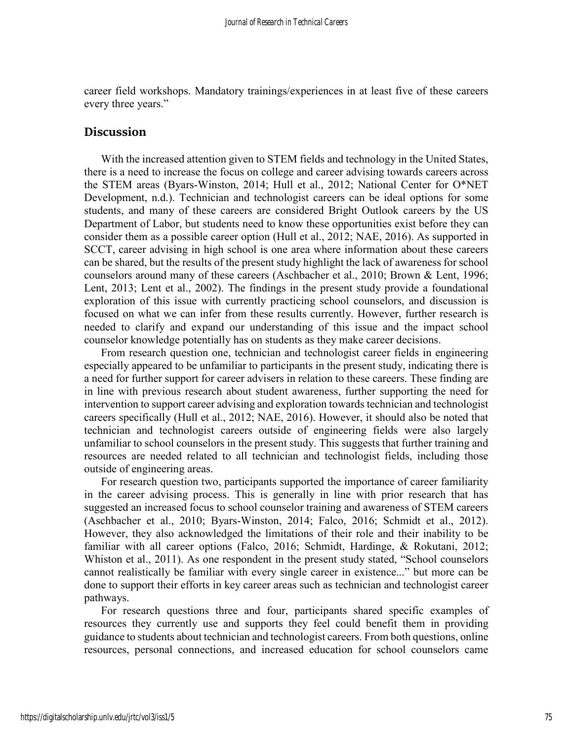career field workshops. Mandatory trainings/experiences in at least five of these careers every three years."

## Discussion

With the increased attention given to STEM fields and technology in the United States, there is a need to increase the focus on college and career advising towards careers across the STEM areas (Byars-Winston, 2014; Hull et al., 2012; National Center for O*NET Development, n.d.). Technician and technologist careers can be ideal options for some students, and many of these careers are considered Bright Outlook careers by the US Department of Labor, but students need to know these opportunities exist before they can consider them as a possible career option (Hull et al., 2012; NAE, 2016). As supported in SCCT, career advising in high school is one area where information about these careers can be shared, but the results of the present study highlight the lack of awareness for school counselors around many of these careers (Aschbacher et al., 2010; Brown & Lent, 1996; Lent, 2013; Lent et al., 2002). The findings in the present study provide a foundational exploration of this issue with currently practicing school counselors, and discussion is focused on what we can infer from these results currently. However, further research is needed to clarify and expand our understanding of this issue and the impact school counselor knowledge potentially has on students as they make career decisions.

From research question one, technician and technologist career fields in engineering especially appeared to be unfamiliar to participants in the present study, indicating there is a need for further support for career advisers in relation to these careers. These finding are in line with previous research about student awareness, further supporting the need for intervention to support career advising and exploration towards technician and technologist careers specifically (Hull et al., 2012; NAE, 2016). However, it should also be noted that technician and technologist careers outside of engineering fields were also largely unfamiliar to school counselors in the present study. This suggests that further training and resources are needed related to all technician and technologist fields, including those outside of engineering areas.

For research question two, participants supported the importance of career familiarity in the career advising process. This is generally in line with prior research that has suggested an increased focus to school counselor training and awareness of STEM careers (Aschbacher et al., 2010; Byars-Winston, 2014; Falco, 2016; Schmidt et al., 2012). However, they also acknowledged the limitations of their role and their inability to be familiar with all career options (Falco, 2016; Schmidt, Hardinge, & Rokutani, 2012; Whiston et al., 2011). As one respondent in the present study stated, "School counselors cannot realistically be familiar with every single career in existence..." but more can be done to support their efforts in key career areas such as technician and technologist career pathways.

For research questions three and four, participants shared specific examples of resources they currently use and supports they feel could benefit them in providing guidance to students about technician and technologist careers. From both questions, online resources, personal connections, and increased education for school counselors came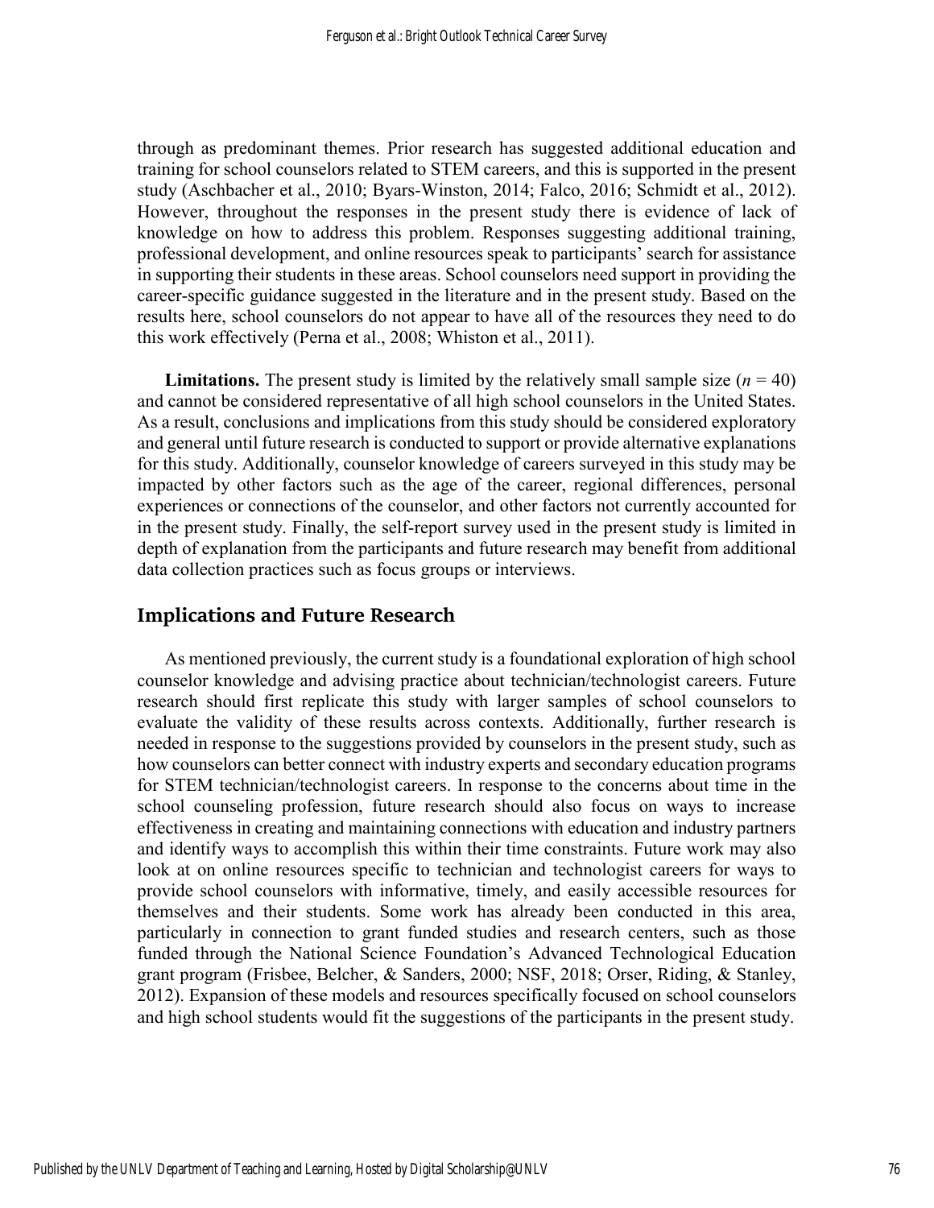through as predominant themes. Prior research has suggested additional education and training for school counselors related to STEM careers, and this is supported in the present study (Aschbacher et al., 2010; Byars-Winston, 2014; Falco, 2016; Schmidt et al., 2012). However, throughout the responses in the present study there is evidence of lack of knowledge on how to address this problem. Responses suggesting additional training, professional development, and online resources speak to participants' search for assistance in supporting their students in these areas. School counselors need support in providing the career-specific guidance suggested in the literature and in the present study. Based on the results here, school counselors do not appear to have all of the resources they need to do this work effectively (Perna et al., 2008; Whiston et al., 2011).

**Limitations.** The present study is limited by the relatively small sample size ($n = 40$) and cannot be considered representative of all high school counselors in the United States. As a result, conclusions and implications from this study should be considered exploratory and general until future research is conducted to support or provide alternative explanations for this study. Additionally, counselor knowledge of careers surveyed in this study may be impacted by other factors such as the age of the career, regional differences, personal experiences or connections of the counselor, and other factors not currently accounted for in the present study. Finally, the self-report survey used in the present study is limited in depth of explanation from the participants and future research may benefit from additional data collection practices such as focus groups or interviews.

## Implications and Future Research

As mentioned previously, the current study is a foundational exploration of high school counselor knowledge and advising practice about technician/technologist careers. Future research should first replicate this study with larger samples of school counselors to evaluate the validity of these results across contexts. Additionally, further research is needed in response to the suggestions provided by counselors in the present study, such as how counselors can better connect with industry experts and secondary education programs for STEM technician/technologist careers. In response to the concerns about time in the school counseling profession, future research should also focus on ways to increase effectiveness in creating and maintaining connections with education and industry partners and identify ways to accomplish this within their time constraints. Future work may also look at on online resources specific to technician and technologist careers for ways to provide school counselors with informative, timely, and easily accessible resources for themselves and their students. Some work has already been conducted in this area, particularly in connection to grant funded studies and research centers, such as those funded through the National Science Foundation's Advanced Technological Education grant program (Frisbee, Belcher, & Sanders, 2000; NSF, 2018; Orser, Riding, & Stanley, 2012). Expansion of these models and resources specifically focused on school counselors and high school students would fit the suggestions of the participants in the present study.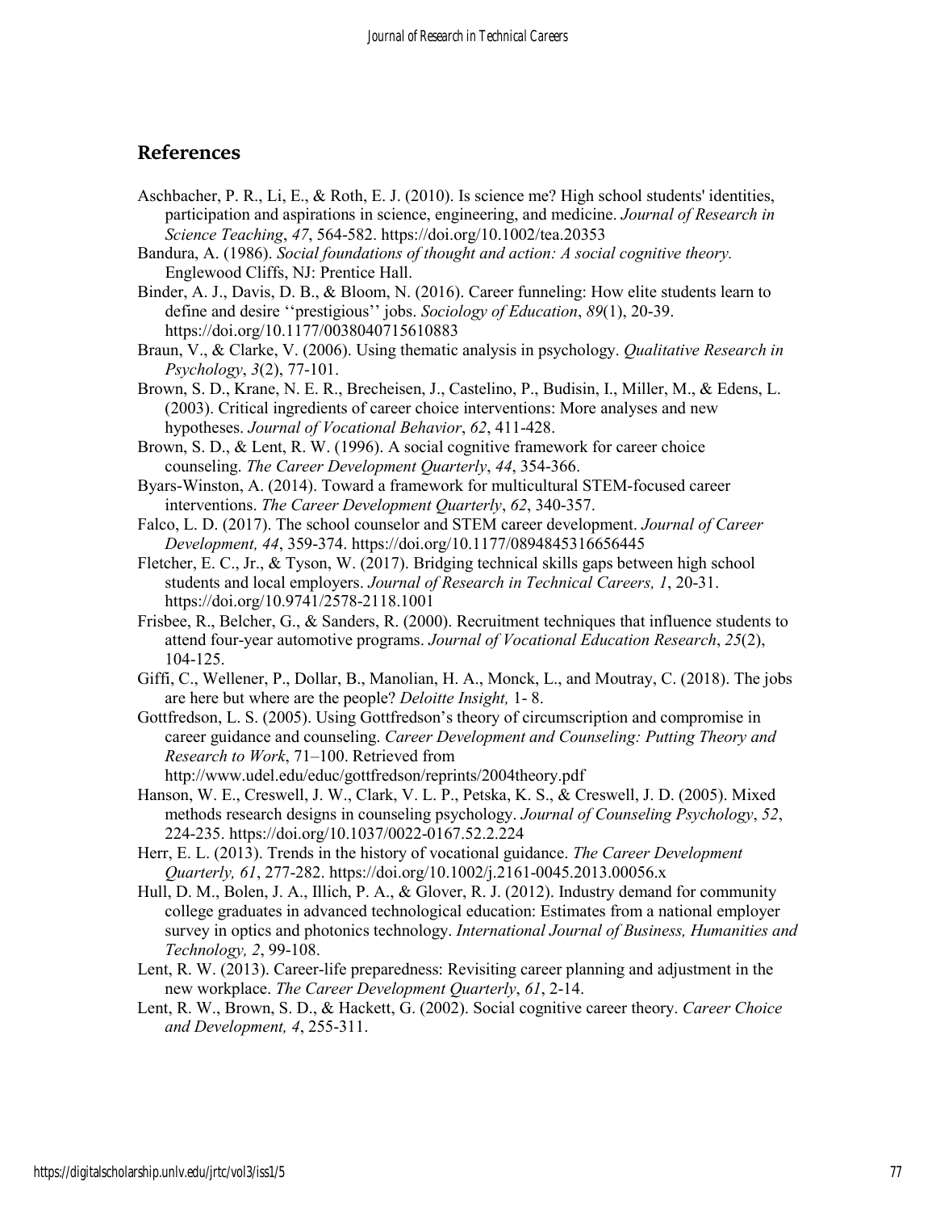## References

Aschbacher, P. R., Li, E., & Roth, E. J. (2010). Is science me? High school students' identities, participation and aspirations in science, engineering, and medicine. *Journal of Research in Science Teaching*, *47*, 564-582. https://doi.org/10.1002/tea.20353

Bandura, A. (1986). *Social foundations of thought and action: A social cognitive theory.* Englewood Cliffs, NJ: Prentice Hall.

Binder, A. J., Davis, D. B., & Bloom, N. (2016). Career funneling: How elite students learn to define and desire ''prestigious'' jobs. *Sociology of Education*, *89*(1), 20-39. https://doi.org/10.1177/0038040715610883

Braun, V., & Clarke, V. (2006). Using thematic analysis in psychology. *Qualitative Research in Psychology*, *3*(2), 77-101.

Brown, S. D., Krane, N. E. R., Brecheisen, J., Castelino, P., Budisin, I., Miller, M., & Edens, L. (2003). Critical ingredients of career choice interventions: More analyses and new hypotheses. *Journal of Vocational Behavior*, *62*, 411-428.

Brown, S. D., & Lent, R. W. (1996). A social cognitive framework for career choice counseling. *The Career Development Quarterly*, *44*, 354-366.

Byars-Winston, A. (2014). Toward a framework for multicultural STEM-focused career interventions. *The Career Development Quarterly*, *62*, 340-357.

Falco, L. D. (2017). The school counselor and STEM career development. *Journal of Career Development, 44*, 359-374. https://doi.org/10.1177/0894845316656445

Fletcher, E. C., Jr., & Tyson, W. (2017). Bridging technical skills gaps between high school students and local employers. *Journal of Research in Technical Careers, 1*, 20-31. https://doi.org/10.9741/2578-2118.1001

Frisbee, R., Belcher, G., & Sanders, R. (2000). Recruitment techniques that influence students to attend four-year automotive programs. *Journal of Vocational Education Research*, *25*(2), 104-125.

Giffi, C., Wellener, P., Dollar, B., Manolian, H. A., Monck, L., and Moutray, C. (2018). The jobs are here but where are the people? *Deloitte Insight,* 1- 8.

Gottfredson, L. S. (2005). Using Gottfredson's theory of circumscription and compromise in career guidance and counseling. *Career Development and Counseling: Putting Theory and Research to Work*, 71–100. Retrieved from http://www.udel.edu/educ/gottfredson/reprints/2004theory.pdf

Hanson, W. E., Creswell, J. W., Clark, V. L. P., Petska, K. S., & Creswell, J. D. (2005). Mixed methods research designs in counseling psychology. *Journal of Counseling Psychology*, *52*, 224-235. https://doi.org/10.1037/0022-0167.52.2.224

Herr, E. L. (2013). Trends in the history of vocational guidance. *The Career Development Quarterly, 61*, 277-282. https://doi.org/10.1002/j.2161-0045.2013.00056.x

Hull, D. M., Bolen, J. A., Illich, P. A., & Glover, R. J. (2012). Industry demand for community college graduates in advanced technological education: Estimates from a national employer survey in optics and photonics technology. *International Journal of Business, Humanities and Technology, 2*, 99-108.

Lent, R. W. (2013). Career-life preparedness: Revisiting career planning and adjustment in the new workplace. *The Career Development Quarterly*, *61*, 2-14.

Lent, R. W., Brown, S. D., & Hackett, G. (2002). Social cognitive career theory. *Career Choice and Development, 4*, 255-311.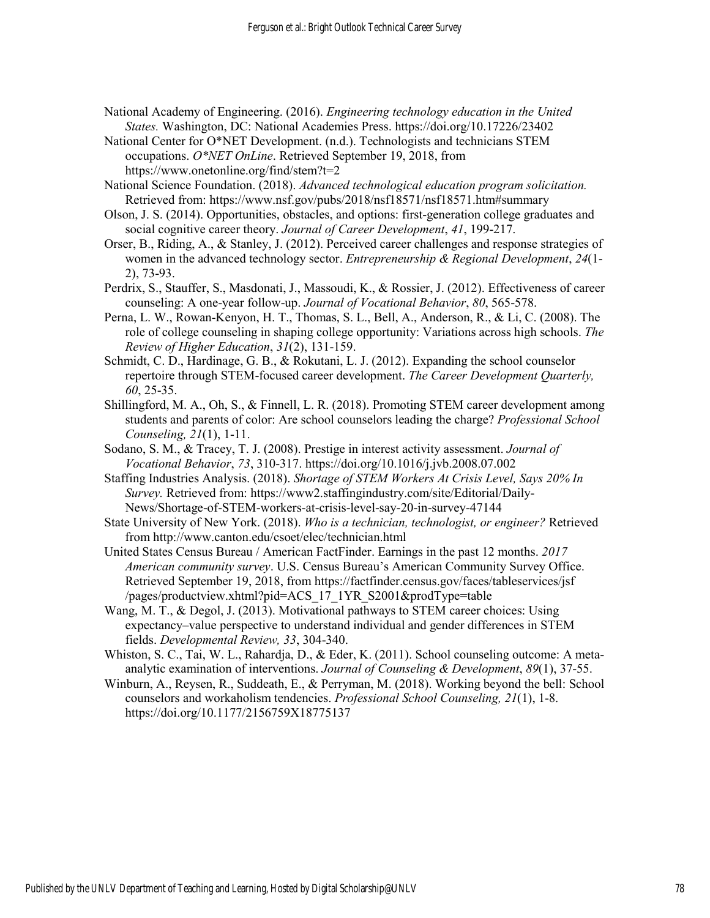National Academy of Engineering. (2016). *Engineering technology education in the United States.* Washington, DC: National Academies Press. https://doi.org/10.17226/23402

National Center for O*NET Development. (n.d.). Technologists and technicians STEM occupations. *O*NET OnLine*. Retrieved September 19, 2018, from https://www.onetonline.org/find/stem?t=2

National Science Foundation. (2018). *Advanced technological education program solicitation.* Retrieved from: https://www.nsf.gov/pubs/2018/nsf18571/nsf18571.htm#summary

Olson, J. S. (2014). Opportunities, obstacles, and options: first-generation college graduates and social cognitive career theory. *Journal of Career Development*, *41*, 199-217.

Orser, B., Riding, A., & Stanley, J. (2012). Perceived career challenges and response strategies of women in the advanced technology sector. *Entrepreneurship & Regional Development*, *24*(1-2), 73-93.

Perdrix, S., Stauffer, S., Masdonati, J., Massoudi, K., & Rossier, J. (2012). Effectiveness of career counseling: A one-year follow-up. *Journal of Vocational Behavior*, *80*, 565-578.

Perna, L. W., Rowan-Kenyon, H. T., Thomas, S. L., Bell, A., Anderson, R., & Li, C. (2008). The role of college counseling in shaping college opportunity: Variations across high schools. *The Review of Higher Education*, *31*(2), 131-159.

Schmidt, C. D., Hardinage, G. B., & Rokutani, L. J. (2012). Expanding the school counselor repertoire through STEM-focused career development. *The Career Development Quarterly, 60*, 25-35.

Shillingford, M. A., Oh, S., & Finnell, L. R. (2018). Promoting STEM career development among students and parents of color: Are school counselors leading the charge? *Professional School Counseling, 21*(1), 1-11.

Sodano, S. M., & Tracey, T. J. (2008). Prestige in interest activity assessment. *Journal of Vocational Behavior*, *73*, 310-317. https://doi.org/10.1016/j.jvb.2008.07.002

Staffing Industries Analysis. (2018). *Shortage of STEM Workers At Crisis Level, Says 20% In Survey.* Retrieved from: https://www2.staffingindustry.com/site/Editorial/Daily-News/Shortage-of-STEM-workers-at-crisis-level-say-20-in-survey-47144

State University of New York. (2018). *Who is a technician, technologist, or engineer?* Retrieved from http://www.canton.edu/csoet/elec/technician.html

United States Census Bureau / American FactFinder. Earnings in the past 12 months. *2017 American community survey*. U.S. Census Bureau's American Community Survey Office. Retrieved September 19, 2018, from https://factfinder.census.gov/faces/tableservices/jsf/pages/productview.xhtml?pid=ACS_17_1YR_S2001&prodType=table

Wang, M. T., & Degol, J. (2013). Motivational pathways to STEM career choices: Using expectancy–value perspective to understand individual and gender differences in STEM fields. *Developmental Review, 33*, 304-340.

Whiston, S. C., Tai, W. L., Rahardja, D., & Eder, K. (2011). School counseling outcome: A meta-analytic examination of interventions. *Journal of Counseling & Development*, *89*(1), 37-55.

Winburn, A., Reysen, R., Suddeath, E., & Perryman, M. (2018). Working beyond the bell: School counselors and workaholism tendencies. *Professional School Counseling, 21*(1), 1-8. https://doi.org/10.1177/2156759X18775137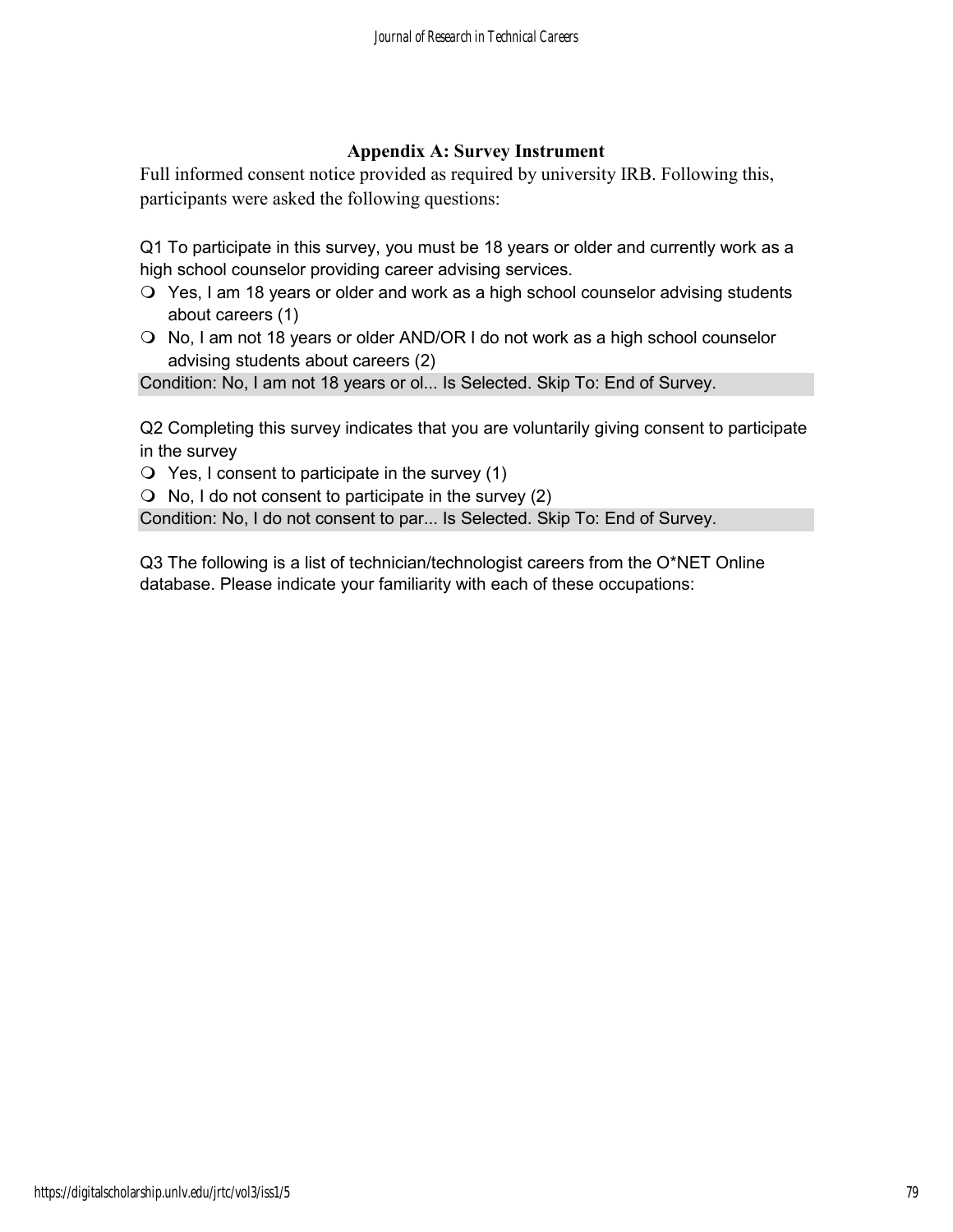## Appendix A: Survey Instrument

Full informed consent notice provided as required by university IRB. Following this, participants were asked the following questions:

Q1 To participate in this survey, you must be 18 years or older and currently work as a high school counselor providing career advising services.

- ❍ Yes, I am 18 years or older and work as a high school counselor advising students about careers (1)
- ❍ No, I am not 18 years or older AND/OR I do not work as a high school counselor advising students about careers (2)

Condition: No, I am not 18 years or ol... Is Selected. Skip To: End of Survey.

Q2 Completing this survey indicates that you are voluntarily giving consent to participate in the survey

- ❍ Yes, I consent to participate in the survey (1)
- ❍ No, I do not consent to participate in the survey (2)

Condition: No, I do not consent to par... Is Selected. Skip To: End of Survey.

Q3 The following is a list of technician/technologist careers from the O*NET Online database. Please indicate your familiarity with each of these occupations: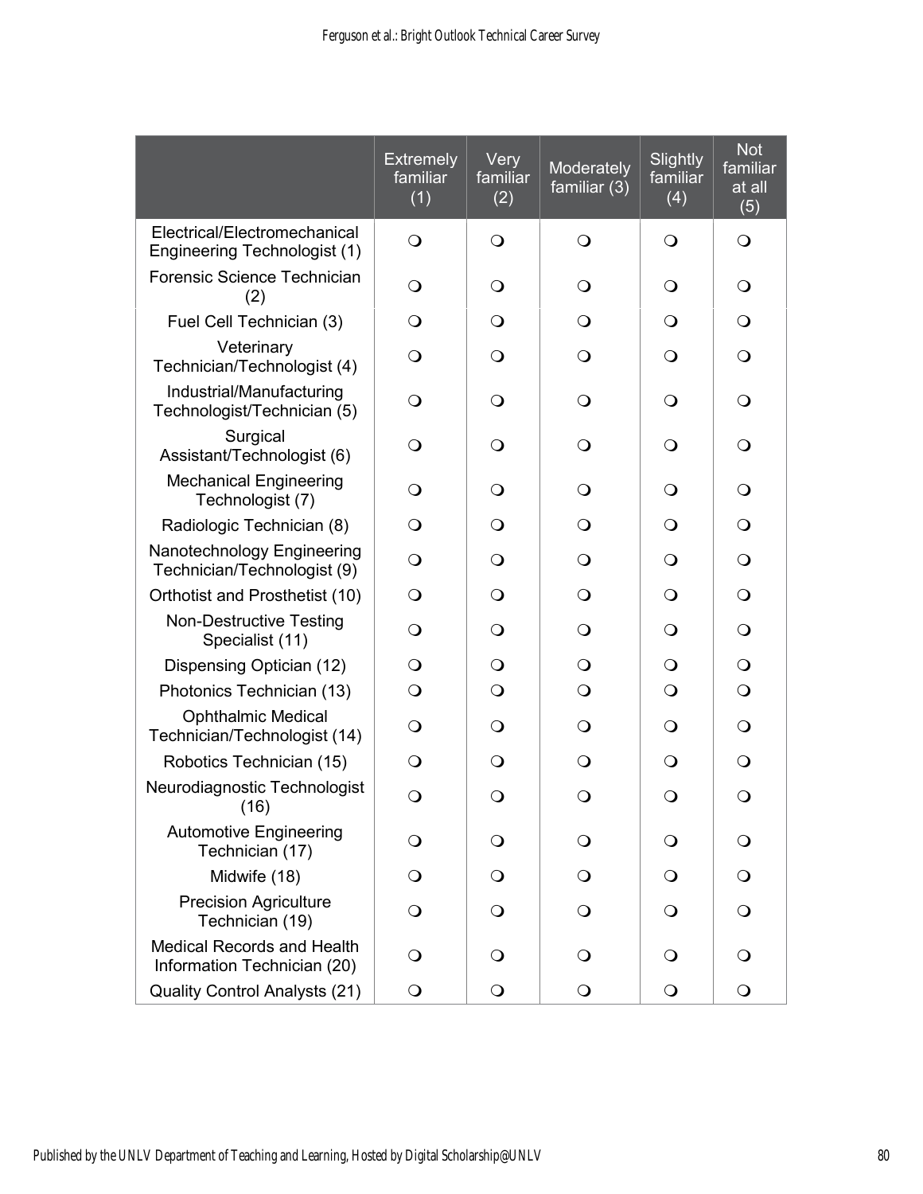| | Extremely familiar (1) | Very familiar (2) | Moderately familiar (3) | Slightly familiar (4) | Not familiar at all (5) |
|---|---|---|---|---|---|
| Electrical/Electromechanical Engineering Technologist (1) | ❍ | ❍ | ❍ | ❍ | ❍ |
| Forensic Science Technician (2) | ❍ | ❍ | ❍ | ❍ | ❍ |
| Fuel Cell Technician (3) | ❍ | ❍ | ❍ | ❍ | ❍ |
| Veterinary Technician/Technologist (4) | ❍ | ❍ | ❍ | ❍ | ❍ |
| Industrial/Manufacturing Technologist/Technician (5) | ❍ | ❍ | ❍ | ❍ | ❍ |
| Surgical Assistant/Technologist (6) | ❍ | ❍ | ❍ | ❍ | ❍ |
| Mechanical Engineering Technologist (7) | ❍ | ❍ | ❍ | ❍ | ❍ |
| Radiologic Technician (8) | ❍ | ❍ | ❍ | ❍ | ❍ |
| Nanotechnology Engineering Technician/Technologist (9) | ❍ | ❍ | ❍ | ❍ | ❍ |
| Orthotist and Prosthetist (10) | ❍ | ❍ | ❍ | ❍ | ❍ |
| Non-Destructive Testing Specialist (11) | ❍ | ❍ | ❍ | ❍ | ❍ |
| Dispensing Optician (12) | ❍ | ❍ | ❍ | ❍ | ❍ |
| Photonics Technician (13) | ❍ | ❍ | ❍ | ❍ | ❍ |
| Ophthalmic Medical Technician/Technologist (14) | ❍ | ❍ | ❍ | ❍ | ❍ |
| Robotics Technician (15) | ❍ | ❍ | ❍ | ❍ | ❍ |
| Neurodiagnostic Technologist (16) | ❍ | ❍ | ❍ | ❍ | ❍ |
| Automotive Engineering Technician (17) | ❍ | ❍ | ❍ | ❍ | ❍ |
| Midwife (18) | ❍ | ❍ | ❍ | ❍ | ❍ |
| Precision Agriculture Technician (19) | ❍ | ❍ | ❍ | ❍ | ❍ |
| Medical Records and Health Information Technician (20) | ❍ | ❍ | ❍ | ❍ | ❍ |
| Quality Control Analysts (21) | ❍ | ❍ | ❍ | ❍ | ❍ |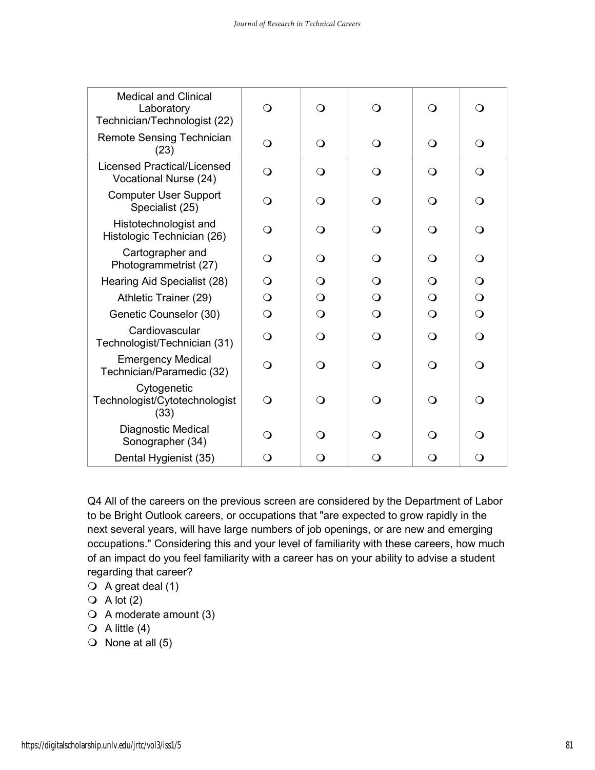| | | | | | |
|---|---|---|---|---|---|
| Medical and Clinical Laboratory Technician/Technologist (22) | ❍ | ❍ | ❍ | ❍ | ❍ |
| Remote Sensing Technician (23) | ❍ | ❍ | ❍ | ❍ | ❍ |
| Licensed Practical/Licensed Vocational Nurse (24) | ❍ | ❍ | ❍ | ❍ | ❍ |
| Computer User Support Specialist (25) | ❍ | ❍ | ❍ | ❍ | ❍ |
| Histotechnologist and Histologic Technician (26) | ❍ | ❍ | ❍ | ❍ | ❍ |
| Cartographer and Photogrammetrist (27) | ❍ | ❍ | ❍ | ❍ | ❍ |
| Hearing Aid Specialist (28) | ❍ | ❍ | ❍ | ❍ | ❍ |
| Athletic Trainer (29) | ❍ | ❍ | ❍ | ❍ | ❍ |
| Genetic Counselor (30) | ❍ | ❍ | ❍ | ❍ | ❍ |
| Cardiovascular Technologist/Technician (31) | ❍ | ❍ | ❍ | ❍ | ❍ |
| Emergency Medical Technician/Paramedic (32) | ❍ | ❍ | ❍ | ❍ | ❍ |
| Cytogenetic Technologist/Cytotechnologist (33) | ❍ | ❍ | ❍ | ❍ | ❍ |
| Diagnostic Medical Sonographer (34) | ❍ | ❍ | ❍ | ❍ | ❍ |
| Dental Hygienist (35) | ❍ | ❍ | ❍ | ❍ | ❍ |

Q4 All of the careers on the previous screen are considered by the Department of Labor to be Bright Outlook careers, or occupations that "are expected to grow rapidly in the next several years, will have large numbers of job openings, or are new and emerging occupations." Considering this and your level of familiarity with these careers, how much of an impact do you feel familiarity with a career has on your ability to advise a student regarding that career?

- ❍ A great deal (1)
- ❍ A lot (2)
- ❍ A moderate amount (3)
- ❍ A little (4)
- ❍ None at all (5)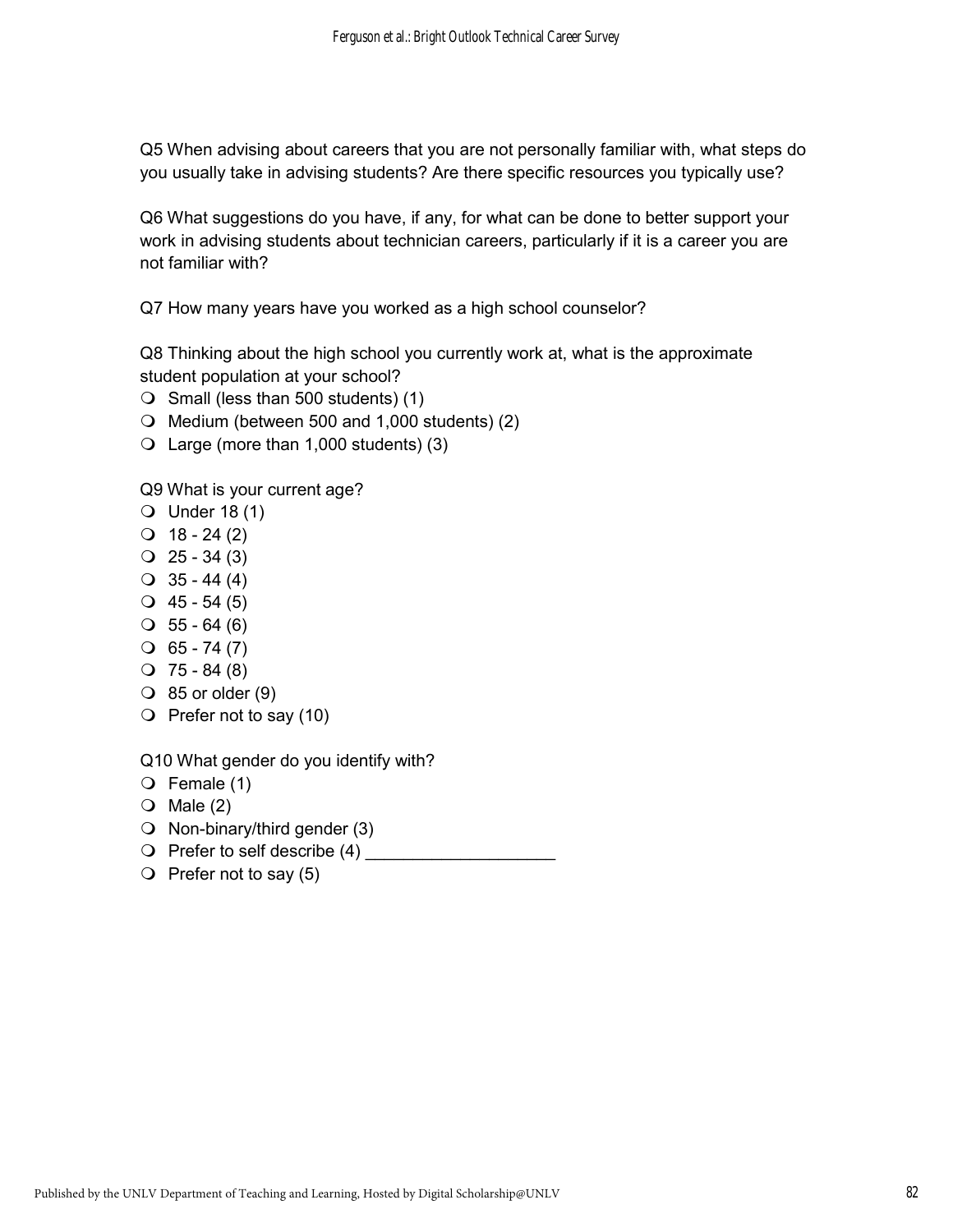Q5 When advising about careers that you are not personally familiar with, what steps do you usually take in advising students? Are there specific resources you typically use?

Q6 What suggestions do you have, if any, for what can be done to better support your work in advising students about technician careers, particularly if it is a career you are not familiar with?

Q7 How many years have you worked as a high school counselor?

Q8 Thinking about the high school you currently work at, what is the approximate student population at your school?

- Small (less than 500 students) (1)
- Medium (between 500 and 1,000 students) (2)
- Large (more than 1,000 students) (3)

Q9 What is your current age?

- Under 18 (1)
- 18 - 24 (2)
- 25 - 34 (3)
- 35 - 44 (4)
- 45 - 54 (5)
- 55 - 64 (6)
- 65 - 74 (7)
- 75 - 84 (8)
- 85 or older (9)
- Prefer not to say (10)

Q10 What gender do you identify with?

- Female (1)
- Male (2)
- Non-binary/third gender (3)
- Prefer to self describe (4) ____________________
- Prefer not to say (5)